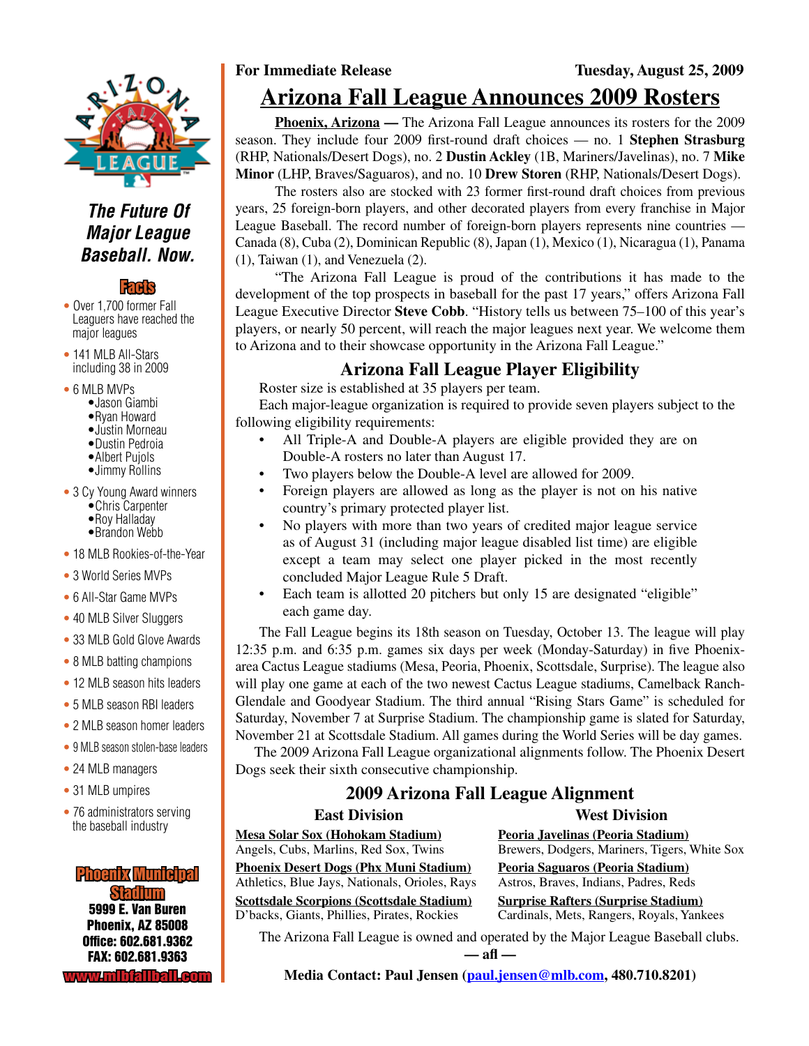**For Immediate Release** **Tuesday, August 25, 2009**

# Arizona Fall League Announces 2009 Rosters

**Phoenix, Arizona —** The Arizona Fall League announces its rosters for the 2009 season. They include four 2009 first-round draft choices — no. 1 **Stephen Strasburg** (RHP, Nationals/Desert Dogs), no. 2 **Dustin Ackley** (1B, Mariners/Javelinas), no. 7 **Mike Minor** (LHP, Braves/Saguaros), and no. 10 **Drew Storen** (RHP, Nationals/Desert Dogs).

The rosters also are stocked with 23 former first-round draft choices from previous years, 25 foreign-born players, and other decorated players from every franchise in Major League Baseball. The record number of foreign-born players represents nine countries — Canada (8), Cuba (2), Dominican Republic (8), Japan (1), Mexico (1), Nicaragua (1), Panama (1), Taiwan (1), and Venezuela (2).

"The Arizona Fall League is proud of the contributions it has made to the development of the top prospects in baseball for the past 17 years," offers Arizona Fall League Executive Director **Steve Cobb**. "History tells us between 75–100 of this year's players, or nearly 50 percent, will reach the major leagues next year. We welcome them to Arizona and to their showcase opportunity in the Arizona Fall League."

## Arizona Fall League Player Eligibility

Roster size is established at 35 players per team.

Each major-league organization is required to provide seven players subject to the following eligibility requirements:

- All Triple-A and Double-A players are eligible provided they are on Double-A rosters no later than August 17.
- Two players below the Double-A level are allowed for 2009.
- Foreign players are allowed as long as the player is not on his native country's primary protected player list.
- No players with more than two years of credited major league service as of August 31 (including major league disabled list time) are eligible except a team may select one player picked in the most recently concluded Major League Rule 5 Draft.
- Each team is allotted 20 pitchers but only 15 are designated "eligible" each game day.

The Fall League begins its 18th season on Tuesday, October 13. The league will play 12:35 p.m. and 6:35 p.m. games six days per week (Monday-Saturday) in five Phoenix-area Cactus League stadiums (Mesa, Peoria, Phoenix, Scottsdale, Surprise). The league also will play one game at each of the two newest Cactus League stadiums, Camelback Ranch-Glendale and Goodyear Stadium. The third annual "Rising Stars Game" is scheduled for Saturday, November 7 at Surprise Stadium. The championship game is slated for Saturday, November 21 at Scottsdale Stadium. All games during the World Series will be day games.

The 2009 Arizona Fall League organizational alignments follow. The Phoenix Desert Dogs seek their sixth consecutive championship.

## 2009 Arizona Fall League Alignment

| East Division | West Division |
|---|---|
| **Mesa Solar Sox (Hohokam Stadium)**<br>Angels, Cubs, Marlins, Red Sox, Twins | **Peoria Javelinas (Peoria Stadium)**<br>Brewers, Dodgers, Mariners, Tigers, White Sox |
| **Phoenix Desert Dogs (Phx Muni Stadium)**<br>Athletics, Blue Jays, Nationals, Orioles, Rays | **Peoria Saguaros (Peoria Stadium)**<br>Astros, Braves, Indians, Padres, Reds |
| **Scottsdale Scorpions (Scottsdale Stadium)**<br>D'backs, Giants, Phillies, Pirates, Rockies | **Surprise Rafters (Surprise Stadium)**<br>Cardinals, Mets, Rangers, Royals, Yankees |

The Arizona Fall League is owned and operated by the Major League Baseball clubs.

**— afl —**

**Media Contact: Paul Jensen (paul.jensen@mlb.com, 480.710.8201)**

*The Future Of Major League Baseball. Now.*

**Facts**

- Over 1,700 former Fall Leaguers have reached the major leagues
- 141 MLB All-Stars including 38 in 2009
- 6 MLB MVPs
  - Jason Giambi
  - Ryan Howard
  - Justin Morneau
  - Dustin Pedroia
  - Albert Pujols
  - Jimmy Rollins
- 3 Cy Young Award winners
  - Chris Carpenter
  - Roy Halladay
  - Brandon Webb
- 18 MLB Rookies-of-the-Year
- 3 World Series MVPs
- 6 All-Star Game MVPs
- 40 MLB Silver Sluggers
- 33 MLB Gold Glove Awards
- 8 MLB batting champions
- 12 MLB season hits leaders
- 5 MLB season RBI leaders
- 2 MLB season homer leaders
- 9 MLB season stolen-base leaders
- 24 MLB managers
- 31 MLB umpires
- 76 administrators serving the baseball industry

**Phoenix Municipal Stadium**
5999 E. Van Buren
Phoenix, AZ 85008
Office: 602.681.9362
FAX: 602.681.9363
www.mlbfallball.com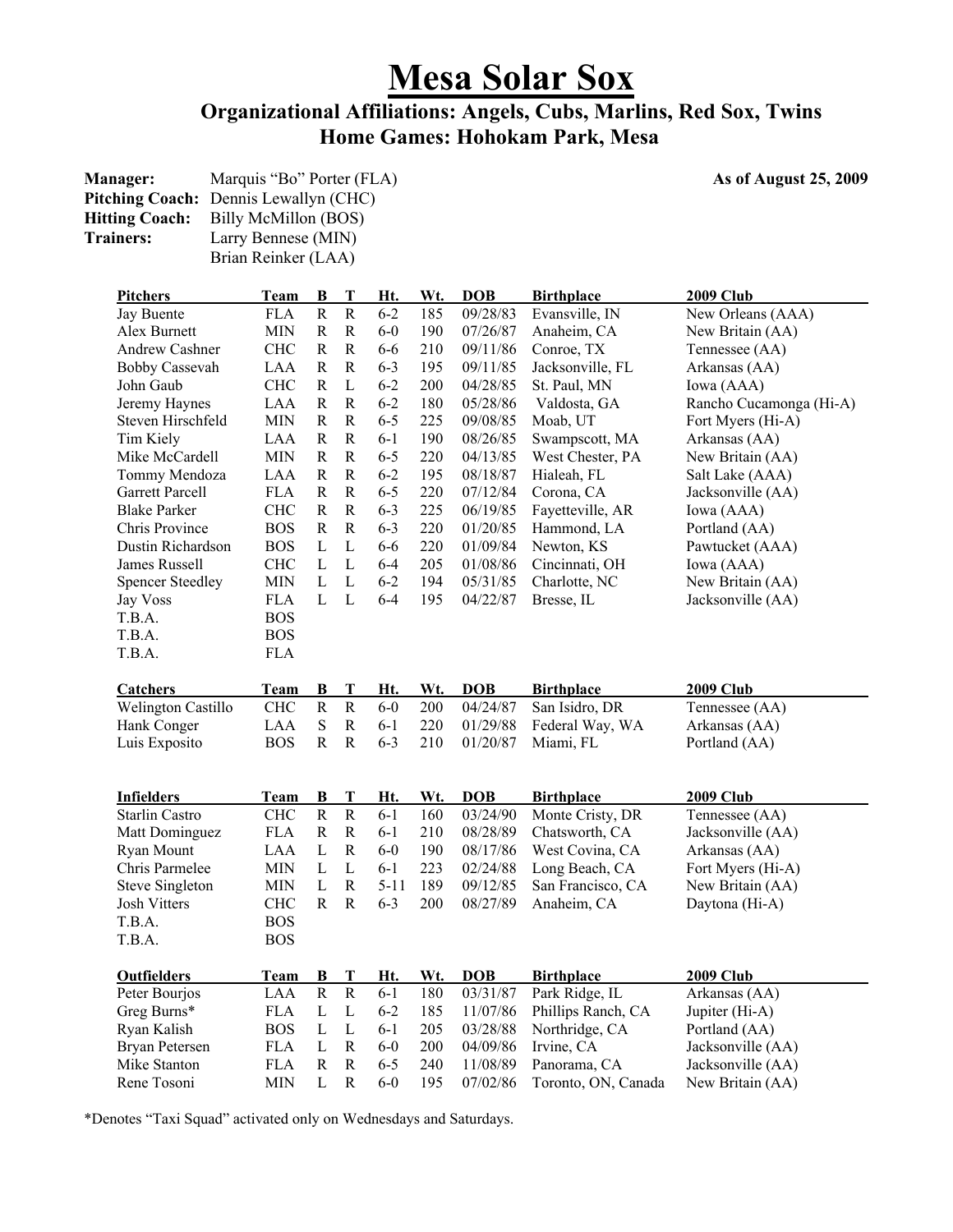# Mesa Solar Sox

## Organizational Affiliations: Angels, Cubs, Marlins, Red Sox, Twins
## Home Games: Hohokam Park, Mesa

**Manager:** Marquis "Bo" Porter (FLA)
**Pitching Coach:** Dennis Lewallyn (CHC)
**Hitting Coach:** Billy McMillon (BOS)
**Trainers:** Larry Bennese (MIN)
Brian Reinker (LAA)

**As of August 25, 2009**

| Pitchers | Team | B | T | Ht. | Wt. | DOB | Birthplace | 2009 Club |
|---|---|---|---|---|---|---|---|---|
| Jay Buente | FLA | R | R | 6-2 | 185 | 09/28/83 | Evansville, IN | New Orleans (AAA) |
| Alex Burnett | MIN | R | R | 6-0 | 190 | 07/26/87 | Anaheim, CA | New Britain (AA) |
| Andrew Cashner | CHC | R | R | 6-6 | 210 | 09/11/86 | Conroe, TX | Tennessee (AA) |
| Bobby Cassevah | LAA | R | R | 6-3 | 195 | 09/11/85 | Jacksonville, FL | Arkansas (AA) |
| John Gaub | CHC | R | L | 6-2 | 200 | 04/28/85 | St. Paul, MN | Iowa (AAA) |
| Jeremy Haynes | LAA | R | R | 6-2 | 180 | 05/28/86 | Valdosta, GA | Rancho Cucamonga (Hi-A) |
| Steven Hirschfeld | MIN | R | R | 6-5 | 225 | 09/08/85 | Moab, UT | Fort Myers (Hi-A) |
| Tim Kiely | LAA | R | R | 6-1 | 190 | 08/26/85 | Swampscott, MA | Arkansas (AA) |
| Mike McCardell | MIN | R | R | 6-5 | 220 | 04/13/85 | West Chester, PA | New Britain (AA) |
| Tommy Mendoza | LAA | R | R | 6-2 | 195 | 08/18/87 | Hialeah, FL | Salt Lake (AAA) |
| Garrett Parcell | FLA | R | R | 6-5 | 220 | 07/12/84 | Corona, CA | Jacksonville (AA) |
| Blake Parker | CHC | R | R | 6-3 | 225 | 06/19/85 | Fayetteville, AR | Iowa (AAA) |
| Chris Province | BOS | R | R | 6-3 | 220 | 01/20/85 | Hammond, LA | Portland (AA) |
| Dustin Richardson | BOS | L | L | 6-6 | 220 | 01/09/84 | Newton, KS | Pawtucket (AAA) |
| James Russell | CHC | L | L | 6-4 | 205 | 01/08/86 | Cincinnati, OH | Iowa (AAA) |
| Spencer Steedley | MIN | L | L | 6-2 | 194 | 05/31/85 | Charlotte, NC | New Britain (AA) |
| Jay Voss | FLA | L | L | 6-4 | 195 | 04/22/87 | Bresse, IL | Jacksonville (AA) |
| T.B.A. | BOS | | | | | | | |
| T.B.A. | BOS | | | | | | | |
| T.B.A. | FLA | | | | | | | |

| Catchers | Team | B | T | Ht. | Wt. | DOB | Birthplace | 2009 Club |
|---|---|---|---|---|---|---|---|---|
| Welington Castillo | CHC | R | R | 6-0 | 200 | 04/24/87 | San Isidro, DR | Tennessee (AA) |
| Hank Conger | LAA | S | R | 6-1 | 220 | 01/29/88 | Federal Way, WA | Arkansas (AA) |
| Luis Exposito | BOS | R | R | 6-3 | 210 | 01/20/87 | Miami, FL | Portland (AA) |

| Infielders | Team | B | T | Ht. | Wt. | DOB | Birthplace | 2009 Club |
|---|---|---|---|---|---|---|---|---|
| Starlin Castro | CHC | R | R | 6-1 | 160 | 03/24/90 | Monte Cristy, DR | Tennessee (AA) |
| Matt Dominguez | FLA | R | R | 6-1 | 210 | 08/28/89 | Chatsworth, CA | Jacksonville (AA) |
| Ryan Mount | LAA | L | R | 6-0 | 190 | 08/17/86 | West Covina, CA | Arkansas (AA) |
| Chris Parmelee | MIN | L | L | 6-1 | 223 | 02/24/88 | Long Beach, CA | Fort Myers (Hi-A) |
| Steve Singleton | MIN | L | R | 5-11 | 189 | 09/12/85 | San Francisco, CA | New Britain (AA) |
| Josh Vitters | CHC | R | R | 6-3 | 200 | 08/27/89 | Anaheim, CA | Daytona (Hi-A) |
| T.B.A. | BOS | | | | | | | |
| T.B.A. | BOS | | | | | | | |

| Outfielders | Team | B | T | Ht. | Wt. | DOB | Birthplace | 2009 Club |
|---|---|---|---|---|---|---|---|---|
| Peter Bourjos | LAA | R | R | 6-1 | 180 | 03/31/87 | Park Ridge, IL | Arkansas (AA) |
| Greg Burns* | FLA | L | L | 6-2 | 185 | 11/07/86 | Phillips Ranch, CA | Jupiter (Hi-A) |
| Ryan Kalish | BOS | L | L | 6-1 | 205 | 03/28/88 | Northridge, CA | Portland (AA) |
| Bryan Petersen | FLA | L | R | 6-0 | 200 | 04/09/86 | Irvine, CA | Jacksonville (AA) |
| Mike Stanton | FLA | R | R | 6-5 | 240 | 11/08/89 | Panorama, CA | Jacksonville (AA) |
| Rene Tosoni | MIN | L | R | 6-0 | 195 | 07/02/86 | Toronto, ON, Canada | New Britain (AA) |

*Denotes "Taxi Squad" activated only on Wednesdays and Saturdays.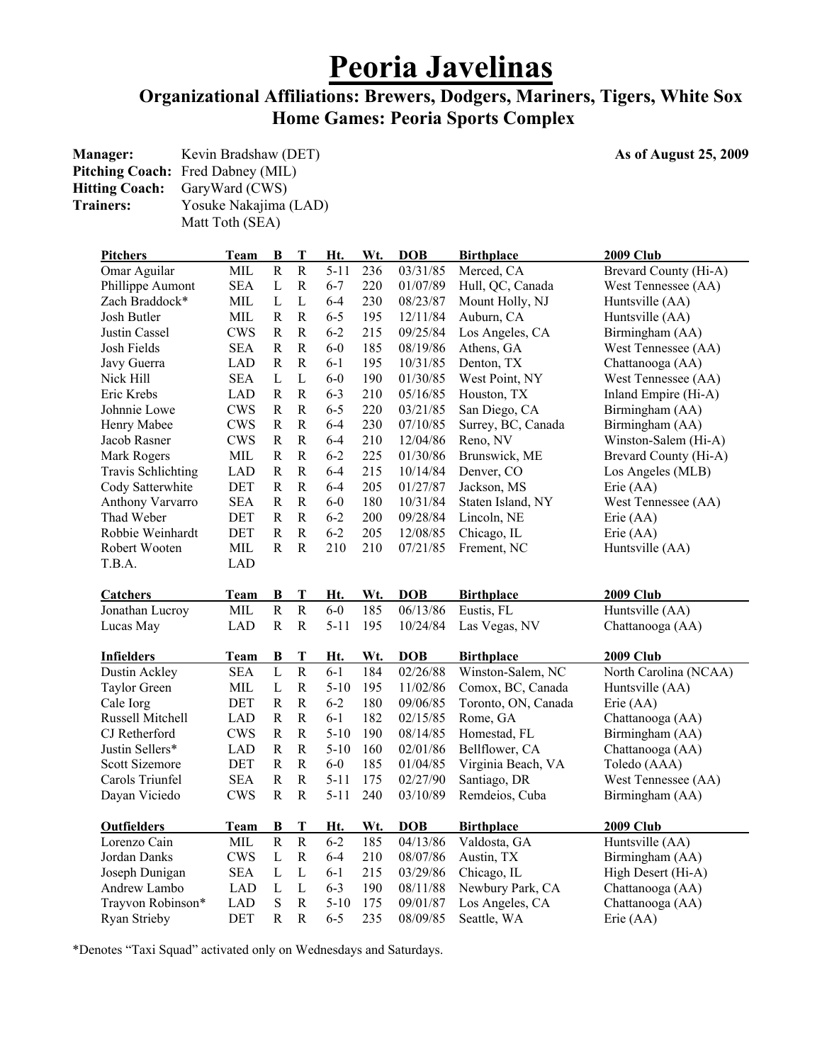# Peoria Javelinas

## Organizational Affiliations: Brewers, Dodgers, Mariners, Tigers, White Sox
## Home Games: Peoria Sports Complex

**Manager:** Kevin Bradshaw (DET)
**Pitching Coach:** Fred Dabney (MIL)
**Hitting Coach:** GaryWard (CWS)
**Trainers:** Yosuke Nakajima (LAD)
Matt Toth (SEA)

**As of August 25, 2009**

| Pitchers | Team | B | T | Ht. | Wt. | DOB | Birthplace | 2009 Club |
|---|---|---|---|---|---|---|---|---|
| Omar Aguilar | MIL | R | R | 5-11 | 236 | 03/31/85 | Merced, CA | Brevard County (Hi-A) |
| Phillippe Aumont | SEA | L | R | 6-7 | 220 | 01/07/89 | Hull, QC, Canada | West Tennessee (AA) |
| Zach Braddock* | MIL | L | L | 6-4 | 230 | 08/23/87 | Mount Holly, NJ | Huntsville (AA) |
| Josh Butler | MIL | R | R | 6-5 | 195 | 12/11/84 | Auburn, CA | Huntsville (AA) |
| Justin Cassel | CWS | R | R | 6-2 | 215 | 09/25/84 | Los Angeles, CA | Birmingham (AA) |
| Josh Fields | SEA | R | R | 6-0 | 185 | 08/19/86 | Athens, GA | West Tennessee (AA) |
| Javy Guerra | LAD | R | R | 6-1 | 195 | 10/31/85 | Denton, TX | Chattanooga (AA) |
| Nick Hill | SEA | L | L | 6-0 | 190 | 01/30/85 | West Point, NY | West Tennessee (AA) |
| Eric Krebs | LAD | R | R | 6-3 | 210 | 05/16/85 | Houston, TX | Inland Empire (Hi-A) |
| Johnnie Lowe | CWS | R | R | 6-5 | 220 | 03/21/85 | San Diego, CA | Birmingham (AA) |
| Henry Mabee | CWS | R | R | 6-4 | 230 | 07/10/85 | Surrey, BC, Canada | Birmingham (AA) |
| Jacob Rasner | CWS | R | R | 6-4 | 210 | 12/04/86 | Reno, NV | Winston-Salem (Hi-A) |
| Mark Rogers | MIL | R | R | 6-2 | 225 | 01/30/86 | Brunswick, ME | Brevard County (Hi-A) |
| Travis Schlichting | LAD | R | R | 6-4 | 215 | 10/14/84 | Denver, CO | Los Angeles (MLB) |
| Cody Satterwhite | DET | R | R | 6-4 | 205 | 01/27/87 | Jackson, MS | Erie (AA) |
| Anthony Varvarro | SEA | R | R | 6-0 | 180 | 10/31/84 | Staten Island, NY | West Tennessee (AA) |
| Thad Weber | DET | R | R | 6-2 | 200 | 09/28/84 | Lincoln, NE | Erie (AA) |
| Robbie Weinhardt | DET | R | R | 6-2 | 205 | 12/08/85 | Chicago, IL | Erie (AA) |
| Robert Wooten | MIL | R | R | 210 | 210 | 07/21/85 | Frement, NC | Huntsville (AA) |
| T.B.A. | LAD | | | | | | | |

| Catchers | Team | B | T | Ht. | Wt. | DOB | Birthplace | 2009 Club |
|---|---|---|---|---|---|---|---|---|
| Jonathan Lucroy | MIL | R | R | 6-0 | 185 | 06/13/86 | Eustis, FL | Huntsville (AA) |
| Lucas May | LAD | R | R | 5-11 | 195 | 10/24/84 | Las Vegas, NV | Chattanooga (AA) |

| Infielders | Team | B | T | Ht. | Wt. | DOB | Birthplace | 2009 Club |
|---|---|---|---|---|---|---|---|---|
| Dustin Ackley | SEA | L | R | 6-1 | 184 | 02/26/88 | Winston-Salem, NC | North Carolina (NCAA) |
| Taylor Green | MIL | L | R | 5-10 | 195 | 11/02/86 | Comox, BC, Canada | Huntsville (AA) |
| Cale Iorg | DET | R | R | 6-2 | 180 | 09/06/85 | Toronto, ON, Canada | Erie (AA) |
| Russell Mitchell | LAD | R | R | 6-1 | 182 | 02/15/85 | Rome, GA | Chattanooga (AA) |
| CJ Retherford | CWS | R | R | 5-10 | 190 | 08/14/85 | Homestad, FL | Birmingham (AA) |
| Justin Sellers* | LAD | R | R | 5-10 | 160 | 02/01/86 | Bellflower, CA | Chattanooga (AA) |
| Scott Sizemore | DET | R | R | 6-0 | 185 | 01/04/85 | Virginia Beach, VA | Toledo (AAA) |
| Carols Triunfel | SEA | R | R | 5-11 | 175 | 02/27/90 | Santiago, DR | West Tennessee (AA) |
| Dayan Viciedo | CWS | R | R | 5-11 | 240 | 03/10/89 | Remdeios, Cuba | Birmingham (AA) |

| Outfielders | Team | B | T | Ht. | Wt. | DOB | Birthplace | 2009 Club |
|---|---|---|---|---|---|---|---|---|
| Lorenzo Cain | MIL | R | R | 6-2 | 185 | 04/13/86 | Valdosta, GA | Huntsville (AA) |
| Jordan Danks | CWS | L | R | 6-4 | 210 | 08/07/86 | Austin, TX | Birmingham (AA) |
| Joseph Dunigan | SEA | L | L | 6-1 | 215 | 03/29/86 | Chicago, IL | High Desert (Hi-A) |
| Andrew Lambo | LAD | L | L | 6-3 | 190 | 08/11/88 | Newbury Park, CA | Chattanooga (AA) |
| Trayvon Robinson* | LAD | S | R | 5-10 | 175 | 09/01/87 | Los Angeles, CA | Chattanooga (AA) |
| Ryan Strieby | DET | R | R | 6-5 | 235 | 08/09/85 | Seattle, WA | Erie (AA) |

*Denotes "Taxi Squad" activated only on Wednesdays and Saturdays.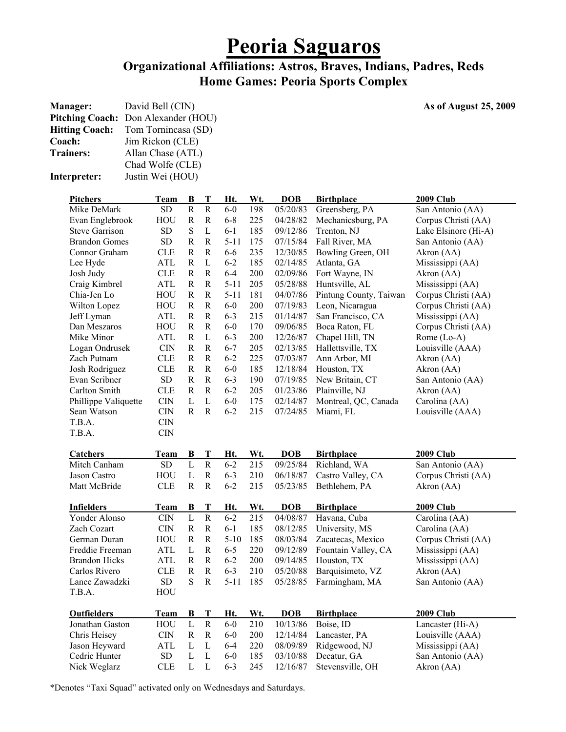# Peoria Saguaros

## Organizational Affiliations: Astros, Braves, Indians, Padres, Reds
## Home Games: Peoria Sports Complex

**Manager:** David Bell (CIN)
**Pitching Coach:** Don Alexander (HOU)
**Hitting Coach:** Tom Tornincasa (SD)
**Coach:** Jim Rickon (CLE)
**Trainers:** Allan Chase (ATL)
Chad Wolfe (CLE)
**Interpreter:** Justin Wei (HOU)

**As of August 25, 2009**

| Pitchers | Team | B | T | Ht. | Wt. | DOB | Birthplace | 2009 Club |
|---|---|---|---|---|---|---|---|---|
| Mike DeMark | SD | R | R | 6-0 | 198 | 05/20/83 | Greensberg, PA | San Antonio (AA) |
| Evan Englebrook | HOU | R | R | 6-8 | 225 | 04/28/82 | Mechanicsburg, PA | Corpus Christi (AA) |
| Steve Garrison | SD | S | L | 6-1 | 185 | 09/12/86 | Trenton, NJ | Lake Elsinore (Hi-A) |
| Brandon Gomes | SD | R | R | 5-11 | 175 | 07/15/84 | Fall River, MA | San Antonio (AA) |
| Connor Graham | CLE | R | R | 6-6 | 235 | 12/30/85 | Bowling Green, OH | Akron (AA) |
| Lee Hyde | ATL | R | L | 6-2 | 185 | 02/14/85 | Atlanta, GA | Mississippi (AA) |
| Josh Judy | CLE | R | R | 6-4 | 200 | 02/09/86 | Fort Wayne, IN | Akron (AA) |
| Craig Kimbrel | ATL | R | R | 5-11 | 205 | 05/28/88 | Huntsville, AL | Mississippi (AA) |
| Chia-Jen Lo | HOU | R | R | 5-11 | 181 | 04/07/86 | Pintung County, Taiwan | Corpus Christi (AA) |
| Wilton Lopez | HOU | R | R | 6-0 | 200 | 07/19/83 | Leon, Nicaragua | Corpus Christi (AA) |
| Jeff Lyman | ATL | R | R | 6-3 | 215 | 01/14/87 | San Francisco, CA | Mississippi (AA) |
| Dan Meszaros | HOU | R | R | 6-0 | 170 | 09/06/85 | Boca Raton, FL | Corpus Christi (AA) |
| Mike Minor | ATL | R | L | 6-3 | 200 | 12/26/87 | Chapel Hill, TN | Rome (Lo-A) |
| Logan Ondrusek | CIN | R | R | 6-7 | 205 | 02/13/85 | Hallettsville, TX | Louisville (AAA) |
| Zach Putnam | CLE | R | R | 6-2 | 225 | 07/03/87 | Ann Arbor, MI | Akron (AA) |
| Josh Rodriguez | CLE | R | R | 6-0 | 185 | 12/18/84 | Houston, TX | Akron (AA) |
| Evan Scribner | SD | R | R | 6-3 | 190 | 07/19/85 | New Britain, CT | San Antonio (AA) |
| Carlton Smith | CLE | R | R | 6-2 | 205 | 01/23/86 | Plainville, NJ | Akron (AA) |
| Phillippe Valiquette | CIN | L | L | 6-0 | 175 | 02/14/87 | Montreal, QC, Canada | Carolina (AA) |
| Sean Watson | CIN | R | R | 6-2 | 215 | 07/24/85 | Miami, FL | Louisville (AAA) |
| T.B.A. | CIN | | | | | | | |
| T.B.A. | CIN | | | | | | | |

| Catchers | Team | B | T | Ht. | Wt. | DOB | Birthplace | 2009 Club |
|---|---|---|---|---|---|---|---|---|
| Mitch Canham | SD | L | R | 6-2 | 215 | 09/25/84 | Richland, WA | San Antonio (AA) |
| Jason Castro | HOU | L | R | 6-3 | 210 | 06/18/87 | Castro Valley, CA | Corpus Christi (AA) |
| Matt McBride | CLE | R | R | 6-2 | 215 | 05/23/85 | Bethlehem, PA | Akron (AA) |

| Infielders | Team | B | T | Ht. | Wt. | DOB | Birthplace | 2009 Club |
|---|---|---|---|---|---|---|---|---|
| Yonder Alonso | CIN | L | R | 6-2 | 215 | 04/08/87 | Havana, Cuba | Carolina (AA) |
| Zach Cozart | CIN | R | R | 6-1 | 185 | 08/12/85 | University, MS | Carolina (AA) |
| German Duran | HOU | R | R | 5-10 | 185 | 08/03/84 | Zacatecas, Mexico | Corpus Christi (AA) |
| Freddie Freeman | ATL | L | R | 6-5 | 220 | 09/12/89 | Fountain Valley, CA | Mississippi (AA) |
| Brandon Hicks | ATL | R | R | 6-2 | 200 | 09/14/85 | Houston, TX | Mississippi (AA) |
| Carlos Rivero | CLE | R | R | 6-3 | 210 | 05/20/88 | Barquisimeto, VZ | Akron (AA) |
| Lance Zawadzki | SD | S | R | 5-11 | 185 | 05/28/85 | Farmingham, MA | San Antonio (AA) |
| T.B.A. | HOU | | | | | | | |

| Outfielders | Team | B | T | Ht. | Wt. | DOB | Birthplace | 2009 Club |
|---|---|---|---|---|---|---|---|---|
| Jonathan Gaston | HOU | L | R | 6-0 | 210 | 10/13/86 | Boise, ID | Lancaster (Hi-A) |
| Chris Heisey | CIN | R | R | 6-0 | 200 | 12/14/84 | Lancaster, PA | Louisville (AAA) |
| Jason Heyward | ATL | L | L | 6-4 | 220 | 08/09/89 | Ridgewood, NJ | Mississippi (AA) |
| Cedric Hunter | SD | L | L | 6-0 | 185 | 03/10/88 | Decatur, GA | San Antonio (AA) |
| Nick Weglarz | CLE | L | L | 6-3 | 245 | 12/16/87 | Stevensville, OH | Akron (AA) |

*Denotes "Taxi Squad" activated only on Wednesdays and Saturdays.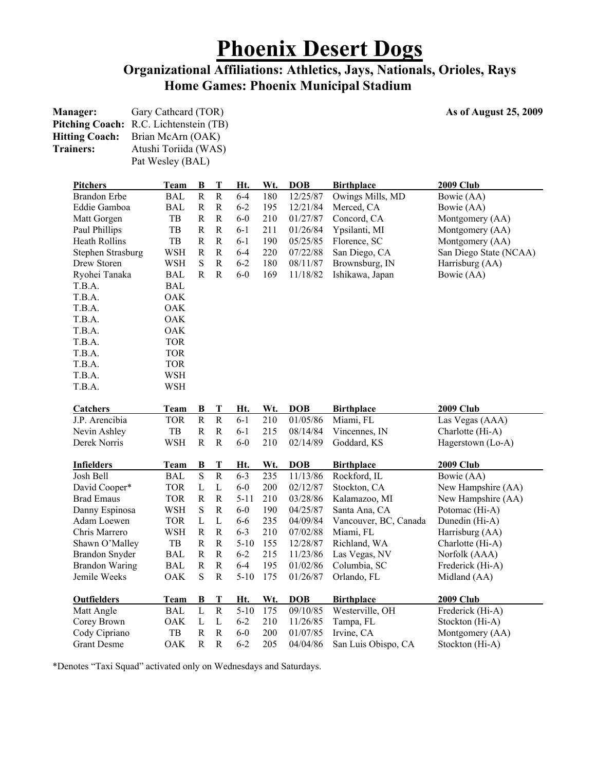# Phoenix Desert Dogs

## Organizational Affiliations: Athletics, Jays, Nationals, Orioles, Rays
## Home Games: Phoenix Municipal Stadium

**Manager:** Gary Cathcard (TOR)
**Pitching Coach:** R.C. Lichtenstein (TB)
**Hitting Coach:** Brian McArn (OAK)
**Trainers:** Atushi Toriida (WAS)
Pat Wesley (BAL)

**As of August 25, 2009**

| Pitchers | Team | B | T | Ht. | Wt. | DOB | Birthplace | 2009 Club |
|---|---|---|---|---|---|---|---|---|
| Brandon Erbe | BAL | R | R | 6-4 | 180 | 12/25/87 | Owings Mills, MD | Bowie (AA) |
| Eddie Gamboa | BAL | R | R | 6-2 | 195 | 12/21/84 | Merced, CA | Bowie (AA) |
| Matt Gorgen | TB | R | R | 6-0 | 210 | 01/27/87 | Concord, CA | Montgomery (AA) |
| Paul Phillips | TB | R | R | 6-1 | 211 | 01/26/84 | Ypsilanti, MI | Montgomery (AA) |
| Heath Rollins | TB | R | R | 6-1 | 190 | 05/25/85 | Florence, SC | Montgomery (AA) |
| Stephen Strasburg | WSH | R | R | 6-4 | 220 | 07/22/88 | San Diego, CA | San Diego State (NCAA) |
| Drew Storen | WSH | S | R | 6-2 | 180 | 08/11/87 | Brownsburg, IN | Harrisburg (AA) |
| Ryohei Tanaka | BAL | R | R | 6-0 | 169 | 11/18/82 | Ishikawa, Japan | Bowie (AA) |
| T.B.A. | BAL | | | | | | | |
| T.B.A. | OAK | | | | | | | |
| T.B.A. | OAK | | | | | | | |
| T.B.A. | OAK | | | | | | | |
| T.B.A. | OAK | | | | | | | |
| T.B.A. | TOR | | | | | | | |
| T.B.A. | TOR | | | | | | | |
| T.B.A. | TOR | | | | | | | |
| T.B.A. | WSH | | | | | | | |
| T.B.A. | WSH | | | | | | | |

| Catchers | Team | B | T | Ht. | Wt. | DOB | Birthplace | 2009 Club |
|---|---|---|---|---|---|---|---|---|
| J.P. Arencibia | TOR | R | R | 6-1 | 210 | 01/05/86 | Miami, FL | Las Vegas (AAA) |
| Nevin Ashley | TB | R | R | 6-1 | 215 | 08/14/84 | Vincennes, IN | Charlotte (Hi-A) |
| Derek Norris | WSH | R | R | 6-0 | 210 | 02/14/89 | Goddard, KS | Hagerstown (Lo-A) |

| Infielders | Team | B | T | Ht. | Wt. | DOB | Birthplace | 2009 Club |
|---|---|---|---|---|---|---|---|---|
| Josh Bell | BAL | S | R | 6-3 | 235 | 11/13/86 | Rockford, IL | Bowie (AA) |
| David Cooper* | TOR | L | L | 6-0 | 200 | 02/12/87 | Stockton, CA | New Hampshire (AA) |
| Brad Emaus | TOR | R | R | 5-11 | 210 | 03/28/86 | Kalamazoo, MI | New Hampshire (AA) |
| Danny Espinosa | WSH | S | R | 6-0 | 190 | 04/25/87 | Santa Ana, CA | Potomac (Hi-A) |
| Adam Loewen | TOR | L | L | 6-6 | 235 | 04/09/84 | Vancouver, BC, Canada | Dunedin (Hi-A) |
| Chris Marrero | WSH | R | R | 6-3 | 210 | 07/02/88 | Miami, FL | Harrisburg (AA) |
| Shawn O'Malley | TB | R | R | 5-10 | 155 | 12/28/87 | Richland, WA | Charlotte (Hi-A) |
| Brandon Snyder | BAL | R | R | 6-2 | 215 | 11/23/86 | Las Vegas, NV | Norfolk (AAA) |
| Brandon Waring | BAL | R | R | 6-4 | 195 | 01/02/86 | Columbia, SC | Frederick (Hi-A) |
| Jemile Weeks | OAK | S | R | 5-10 | 175 | 01/26/87 | Orlando, FL | Midland (AA) |

| Outfielders | Team | B | T | Ht. | Wt. | DOB | Birthplace | 2009 Club |
|---|---|---|---|---|---|---|---|---|
| Matt Angle | BAL | L | R | 5-10 | 175 | 09/10/85 | Westerville, OH | Frederick (Hi-A) |
| Corey Brown | OAK | L | L | 6-2 | 210 | 11/26/85 | Tampa, FL | Stockton (Hi-A) |
| Cody Cipriano | TB | R | R | 6-0 | 200 | 01/07/85 | Irvine, CA | Montgomery (AA) |
| Grant Desme | OAK | R | R | 6-2 | 205 | 04/04/86 | San Luis Obispo, CA | Stockton (Hi-A) |

*Denotes "Taxi Squad" activated only on Wednesdays and Saturdays.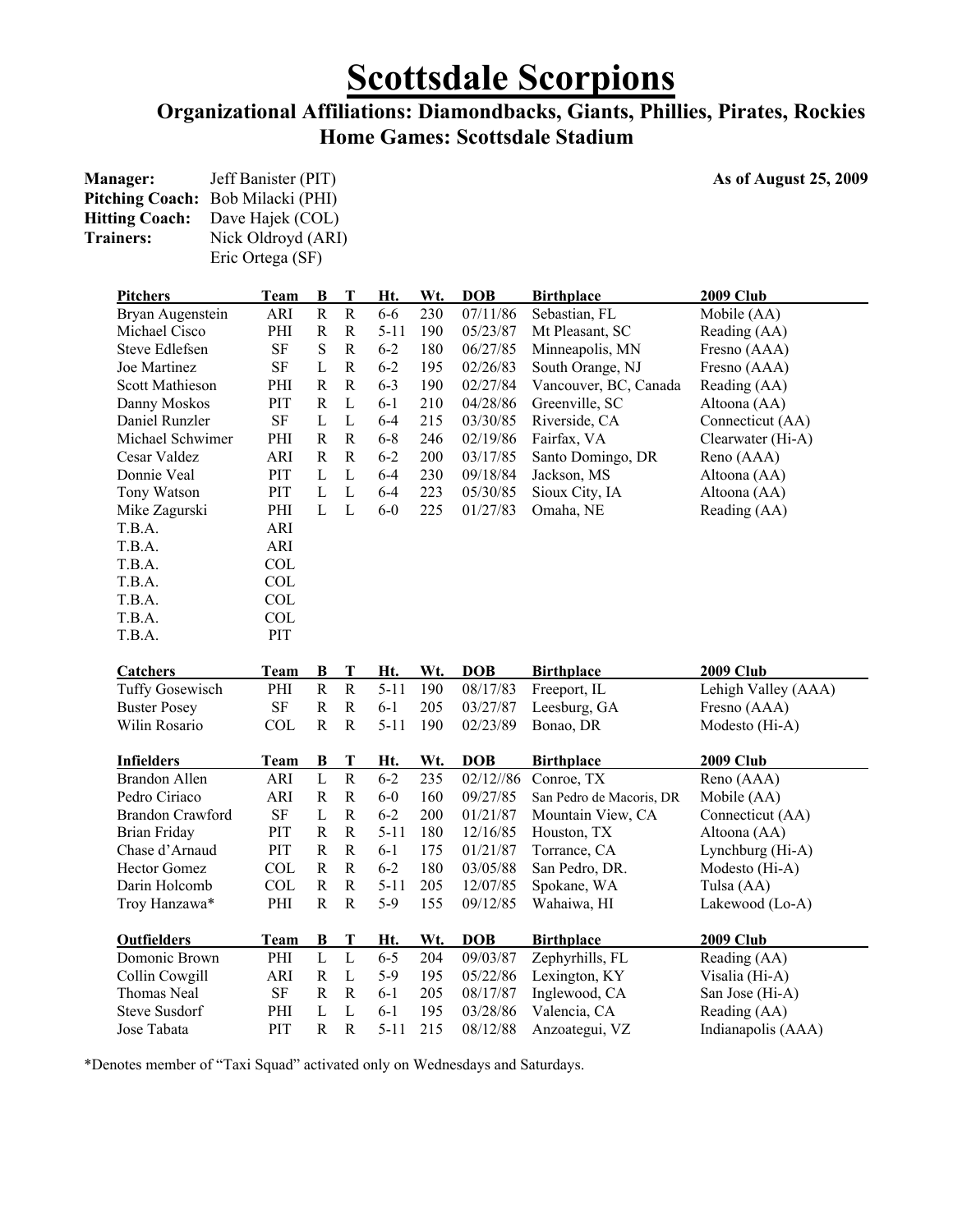# Scottsdale Scorpions

## Organizational Affiliations: Diamondbacks, Giants, Phillies, Pirates, Rockies

## Home Games: Scottsdale Stadium

**Manager:** Jeff Banister (PIT)
**Pitching Coach:** Bob Milacki (PHI)
**Hitting Coach:** Dave Hajek (COL)
**Trainers:** Nick Oldroyd (ARI)
Eric Ortega (SF)

**As of August 25, 2009**

| Pitchers | Team | B | T | Ht. | Wt. | DOB | Birthplace | 2009 Club |
|---|---|---|---|---|---|---|---|---|
| Bryan Augenstein | ARI | R | R | 6-6 | 230 | 07/11/86 | Sebastian, FL | Mobile (AA) |
| Michael Cisco | PHI | R | R | 5-11 | 190 | 05/23/87 | Mt Pleasant, SC | Reading (AA) |
| Steve Edlefsen | SF | S | R | 6-2 | 180 | 06/27/85 | Minneapolis, MN | Fresno (AAA) |
| Joe Martinez | SF | L | R | 6-2 | 195 | 02/26/83 | South Orange, NJ | Fresno (AAA) |
| Scott Mathieson | PHI | R | R | 6-3 | 190 | 02/27/84 | Vancouver, BC, Canada | Reading (AA) |
| Danny Moskos | PIT | R | L | 6-1 | 210 | 04/28/86 | Greenville, SC | Altoona (AA) |
| Daniel Runzler | SF | L | L | 6-4 | 215 | 03/30/85 | Riverside, CA | Connecticut (AA) |
| Michael Schwimer | PHI | R | R | 6-8 | 246 | 02/19/86 | Fairfax, VA | Clearwater (Hi-A) |
| Cesar Valdez | ARI | R | R | 6-2 | 200 | 03/17/85 | Santo Domingo, DR | Reno (AAA) |
| Donnie Veal | PIT | L | L | 6-4 | 230 | 09/18/84 | Jackson, MS | Altoona (AA) |
| Tony Watson | PIT | L | L | 6-4 | 223 | 05/30/85 | Sioux City, IA | Altoona (AA) |
| Mike Zagurski | PHI | L | L | 6-0 | 225 | 01/27/83 | Omaha, NE | Reading (AA) |
| T.B.A. | ARI | | | | | | | |
| T.B.A. | ARI | | | | | | | |
| T.B.A. | COL | | | | | | | |
| T.B.A. | COL | | | | | | | |
| T.B.A. | COL | | | | | | | |
| T.B.A. | COL | | | | | | | |
| T.B.A. | PIT | | | | | | | |

| Catchers | Team | B | T | Ht. | Wt. | DOB | Birthplace | 2009 Club |
|---|---|---|---|---|---|---|---|---|
| Tuffy Gosewisch | PHI | R | R | 5-11 | 190 | 08/17/83 | Freeport, IL | Lehigh Valley (AAA) |
| Buster Posey | SF | R | R | 6-1 | 205 | 03/27/87 | Leesburg, GA | Fresno (AAA) |
| Wilin Rosario | COL | R | R | 5-11 | 190 | 02/23/89 | Bonao, DR | Modesto (Hi-A) |

| Infielders | Team | B | T | Ht. | Wt. | DOB | Birthplace | 2009 Club |
|---|---|---|---|---|---|---|---|---|
| Brandon Allen | ARI | L | R | 6-2 | 235 | 02/12//86 | Conroe, TX | Reno (AAA) |
| Pedro Ciriaco | ARI | R | R | 6-0 | 160 | 09/27/85 | San Pedro de Macoris, DR | Mobile (AA) |
| Brandon Crawford | SF | L | R | 6-2 | 200 | 01/21/87 | Mountain View, CA | Connecticut (AA) |
| Brian Friday | PIT | R | R | 5-11 | 180 | 12/16/85 | Houston, TX | Altoona (AA) |
| Chase d'Arnaud | PIT | R | R | 6-1 | 175 | 01/21/87 | Torrance, CA | Lynchburg (Hi-A) |
| Hector Gomez | COL | R | R | 6-2 | 180 | 03/05/88 | San Pedro, DR. | Modesto (Hi-A) |
| Darin Holcomb | COL | R | R | 5-11 | 205 | 12/07/85 | Spokane, WA | Tulsa (AA) |
| Troy Hanzawa* | PHI | R | R | 5-9 | 155 | 09/12/85 | Wahaiwa, HI | Lakewood (Lo-A) |

| Outfielders | Team | B | T | Ht. | Wt. | DOB | Birthplace | 2009 Club |
|---|---|---|---|---|---|---|---|---|
| Domonic Brown | PHI | L | L | 6-5 | 204 | 09/03/87 | Zephyrhills, FL | Reading (AA) |
| Collin Cowgill | ARI | R | L | 5-9 | 195 | 05/22/86 | Lexington, KY | Visalia (Hi-A) |
| Thomas Neal | SF | R | R | 6-1 | 205 | 08/17/87 | Inglewood, CA | San Jose (Hi-A) |
| Steve Susdorf | PHI | L | L | 6-1 | 195 | 03/28/86 | Valencia, CA | Reading (AA) |
| Jose Tabata | PIT | R | R | 5-11 | 215 | 08/12/88 | Anzoategui, VZ | Indianapolis (AAA) |

*Denotes member of "Taxi Squad" activated only on Wednesdays and Saturdays.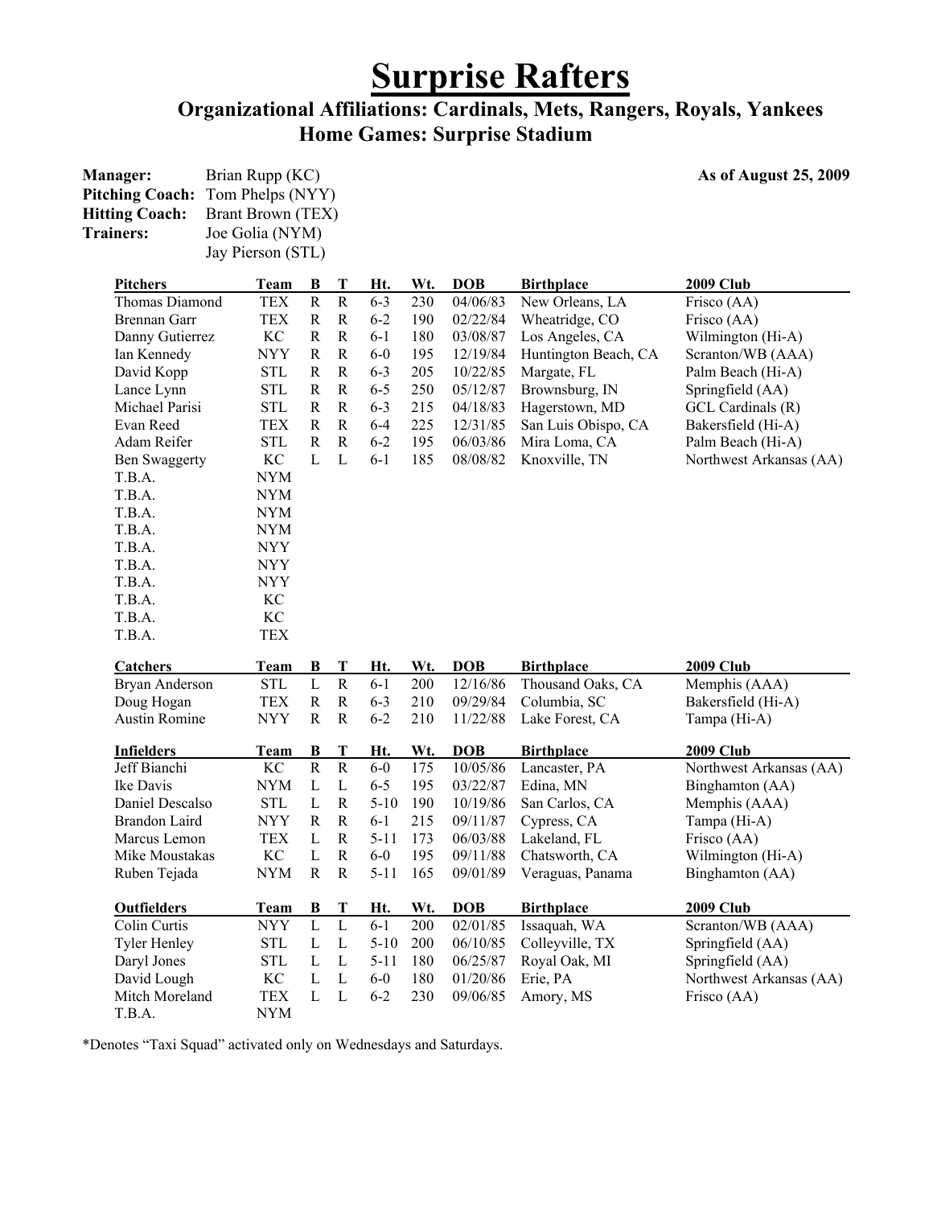# Surprise Rafters

## Organizational Affiliations: Cardinals, Mets, Rangers, Royals, Yankees

## Home Games: Surprise Stadium

**Manager:** Brian Rupp (KC)
**Pitching Coach:** Tom Phelps (NYY)
**Hitting Coach:** Brant Brown (TEX)
**Trainers:** Joe Golia (NYM)
Jay Pierson (STL)

**As of August 25, 2009**

| Pitchers | Team | B | T | Ht. | Wt. | DOB | Birthplace | 2009 Club |
|---|---|---|---|---|---|---|---|---|
| Thomas Diamond | TEX | R | R | 6-3 | 230 | 04/06/83 | New Orleans, LA | Frisco (AA) |
| Brennan Garr | TEX | R | R | 6-2 | 190 | 02/22/84 | Wheatridge, CO | Frisco (AA) |
| Danny Gutierrez | KC | R | R | 6-1 | 180 | 03/08/87 | Los Angeles, CA | Wilmington (Hi-A) |
| Ian Kennedy | NYY | R | R | 6-0 | 195 | 12/19/84 | Huntington Beach, CA | Scranton/WB (AAA) |
| David Kopp | STL | R | R | 6-3 | 205 | 10/22/85 | Margate, FL | Palm Beach (Hi-A) |
| Lance Lynn | STL | R | R | 6-5 | 250 | 05/12/87 | Brownsburg, IN | Springfield (AA) |
| Michael Parisi | STL | R | R | 6-3 | 215 | 04/18/83 | Hagerstown, MD | GCL Cardinals (R) |
| Evan Reed | TEX | R | R | 6-4 | 225 | 12/31/85 | San Luis Obispo, CA | Bakersfield (Hi-A) |
| Adam Reifer | STL | R | R | 6-2 | 195 | 06/03/86 | Mira Loma, CA | Palm Beach (Hi-A) |
| Ben Swaggerty | KC | L | L | 6-1 | 185 | 08/08/82 | Knoxville, TN | Northwest Arkansas (AA) |
| T.B.A. | NYM | | | | | | | |
| T.B.A. | NYM | | | | | | | |
| T.B.A. | NYM | | | | | | | |
| T.B.A. | NYM | | | | | | | |
| T.B.A. | NYY | | | | | | | |
| T.B.A. | NYY | | | | | | | |
| T.B.A. | NYY | | | | | | | |
| T.B.A. | KC | | | | | | | |
| T.B.A. | KC | | | | | | | |
| T.B.A. | TEX | | | | | | | |

| Catchers | Team | B | T | Ht. | Wt. | DOB | Birthplace | 2009 Club |
|---|---|---|---|---|---|---|---|---|
| Bryan Anderson | STL | L | R | 6-1 | 200 | 12/16/86 | Thousand Oaks, CA | Memphis (AAA) |
| Doug Hogan | TEX | R | R | 6-3 | 210 | 09/29/84 | Columbia, SC | Bakersfield (Hi-A) |
| Austin Romine | NYY | R | R | 6-2 | 210 | 11/22/88 | Lake Forest, CA | Tampa (Hi-A) |

| Infielders | Team | B | T | Ht. | Wt. | DOB | Birthplace | 2009 Club |
|---|---|---|---|---|---|---|---|---|
| Jeff Bianchi | KC | R | R | 6-0 | 175 | 10/05/86 | Lancaster, PA | Northwest Arkansas (AA) |
| Ike Davis | NYM | L | L | 6-5 | 195 | 03/22/87 | Edina, MN | Binghamton (AA) |
| Daniel Descalso | STL | L | R | 5-10 | 190 | 10/19/86 | San Carlos, CA | Memphis (AAA) |
| Brandon Laird | NYY | R | R | 6-1 | 215 | 09/11/87 | Cypress, CA | Tampa (Hi-A) |
| Marcus Lemon | TEX | L | R | 5-11 | 173 | 06/03/88 | Lakeland, FL | Frisco (AA) |
| Mike Moustakas | KC | L | R | 6-0 | 195 | 09/11/88 | Chatsworth, CA | Wilmington (Hi-A) |
| Ruben Tejada | NYM | R | R | 5-11 | 165 | 09/01/89 | Veraguas, Panama | Binghamton (AA) |

| Outfielders | Team | B | T | Ht. | Wt. | DOB | Birthplace | 2009 Club |
|---|---|---|---|---|---|---|---|---|
| Colin Curtis | NYY | L | L | 6-1 | 200 | 02/01/85 | Issaquah, WA | Scranton/WB (AAA) |
| Tyler Henley | STL | L | L | 5-10 | 200 | 06/10/85 | Colleyville, TX | Springfield (AA) |
| Daryl Jones | STL | L | L | 5-11 | 180 | 06/25/87 | Royal Oak, MI | Springfield (AA) |
| David Lough | KC | L | L | 6-0 | 180 | 01/20/86 | Erie, PA | Northwest Arkansas (AA) |
| Mitch Moreland | TEX | L | L | 6-2 | 230 | 09/06/85 | Amory, MS | Frisco (AA) |
| T.B.A. | NYM | | | | | | | |

*Denotes "Taxi Squad" activated only on Wednesdays and Saturdays.